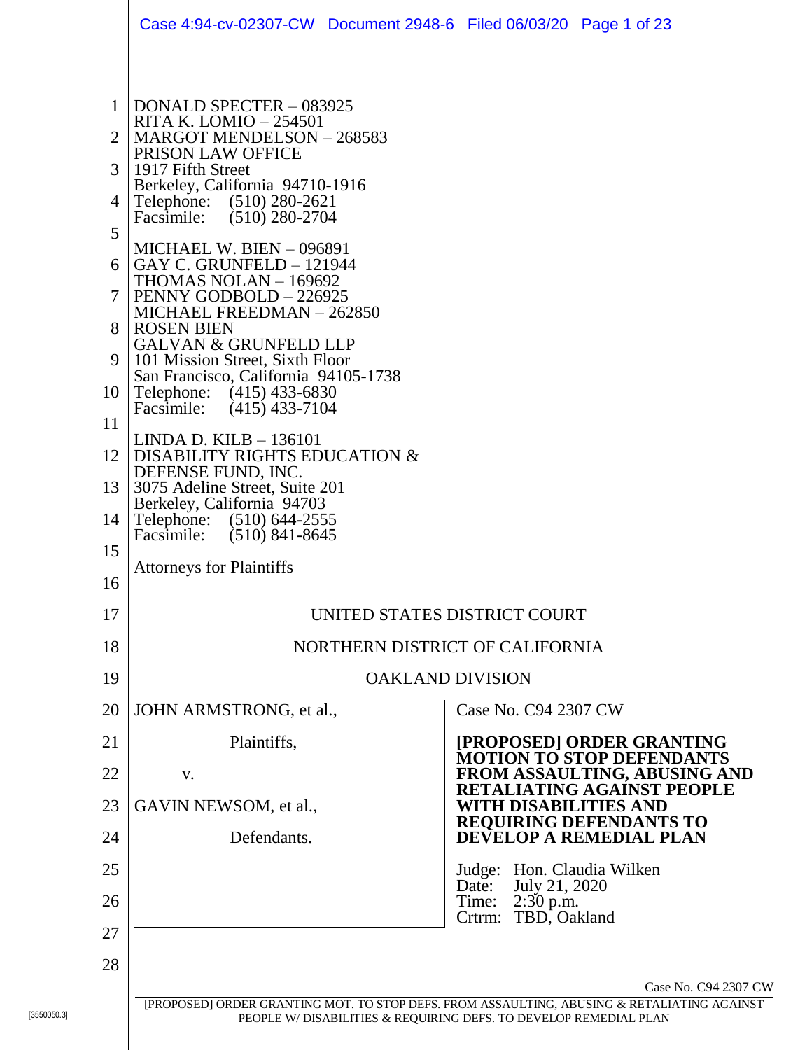DONALD SPECTER – 083925
RITA K. LOMIO – 254501
MARGOT MENDELSON – 268583
PRISON LAW OFFICE
1917 Fifth Street
Berkeley, California 94710-1916
Telephone: (510) 280-2621
Facsimile: (510) 280-2704

MICHAEL W. BIEN – 096891
GAY C. GRUNFELD – 121944
THOMAS NOLAN – 169692
PENNY GODBOLD – 226925
MICHAEL FREEDMAN – 262850
ROSEN BIEN
GALVAN & GRUNFELD LLP
101 Mission Street, Sixth Floor
San Francisco, California 94105-1738
Telephone: (415) 433-6830
Facsimile: (415) 433-7104

LINDA D. KILB – 136101
DISABILITY RIGHTS EDUCATION &
DEFENSE FUND, INC.
3075 Adeline Street, Suite 201
Berkeley, California 94703
Telephone: (510) 644-2555
Facsimile: (510) 841-8645

Attorneys for Plaintiffs

UNITED STATES DISTRICT COURT

NORTHERN DISTRICT OF CALIFORNIA

OAKLAND DIVISION

JOHN ARMSTRONG, et al.,

Plaintiffs,

v.

GAVIN NEWSOM, et al.,

Defendants.

Case No. C94 2307 CW

**[PROPOSED] ORDER GRANTING MOTION TO STOP DEFENDANTS FROM ASSAULTING, ABUSING AND RETALIATING AGAINST PEOPLE WITH DISABILITIES AND REQUIRING DEFENDANTS TO DEVELOP A REMEDIAL PLAN**

Judge: Hon. Claudia Wilken
Date: July 21, 2020
Time: 2:30 p.m.
Crtrm: TBD, Oakland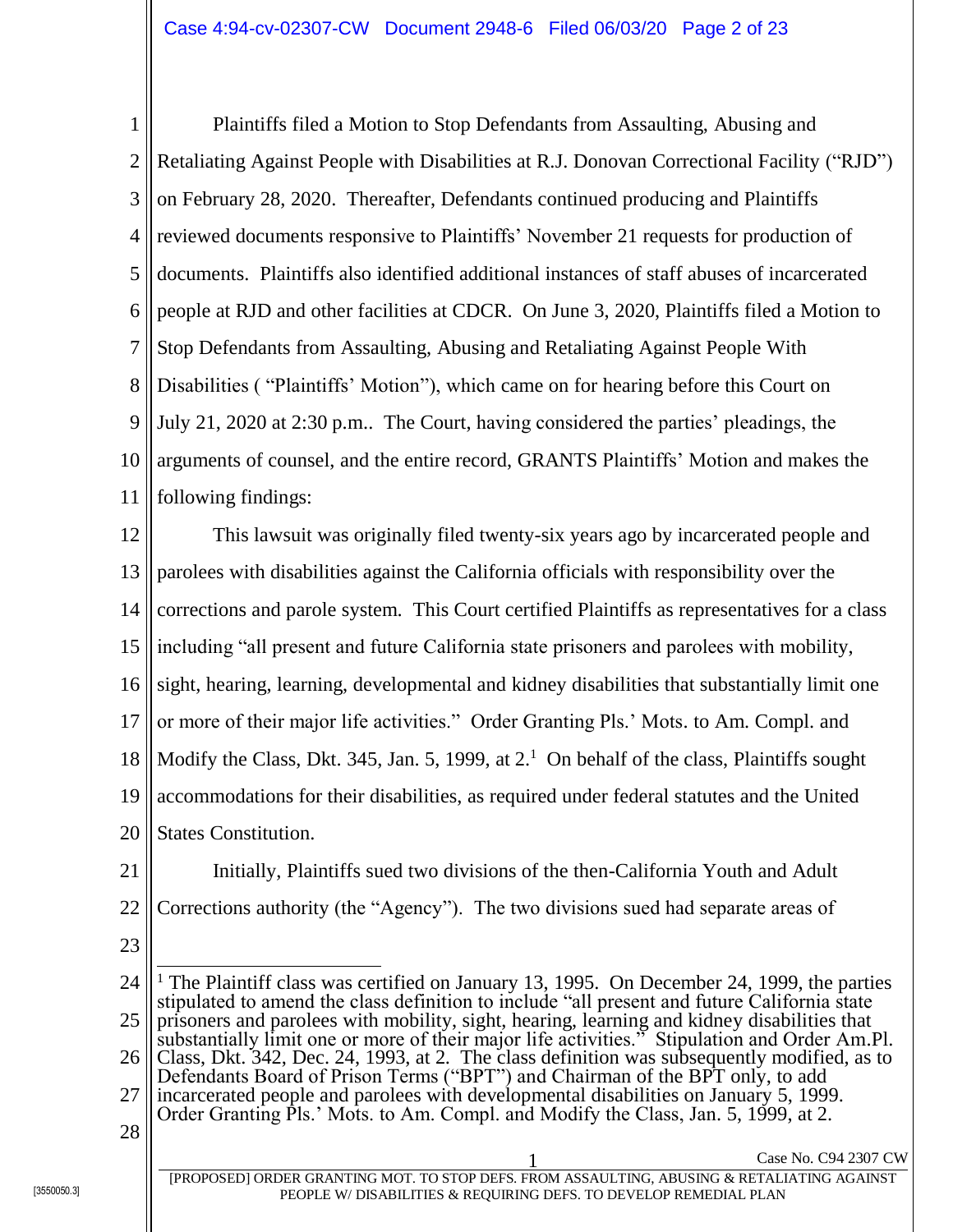Plaintiffs filed a Motion to Stop Defendants from Assaulting, Abusing and Retaliating Against People with Disabilities at R.J. Donovan Correctional Facility ("RJD") on February 28, 2020. Thereafter, Defendants continued producing and Plaintiffs reviewed documents responsive to Plaintiffs' November 21 requests for production of documents. Plaintiffs also identified additional instances of staff abuses of incarcerated people at RJD and other facilities at CDCR. On June 3, 2020, Plaintiffs filed a Motion to Stop Defendants from Assaulting, Abusing and Retaliating Against People With Disabilities ( "Plaintiffs' Motion"), which came on for hearing before this Court on July 21, 2020 at 2:30 p.m.. The Court, having considered the parties' pleadings, the arguments of counsel, and the entire record, GRANTS Plaintiffs' Motion and makes the following findings:

This lawsuit was originally filed twenty-six years ago by incarcerated people and parolees with disabilities against the California officials with responsibility over the corrections and parole system. This Court certified Plaintiffs as representatives for a class including "all present and future California state prisoners and parolees with mobility, sight, hearing, learning, developmental and kidney disabilities that substantially limit one or more of their major life activities." Order Granting Pls.' Mots. to Am. Compl. and Modify the Class, Dkt. 345, Jan. 5, 1999, at 2.[1] On behalf of the class, Plaintiffs sought accommodations for their disabilities, as required under federal statutes and the United States Constitution.

Initially, Plaintiffs sued two divisions of the then-California Youth and Adult Corrections authority (the "Agency"). The two divisions sued had separate areas of

---

[1] The Plaintiff class was certified on January 13, 1995. On December 24, 1999, the parties stipulated to amend the class definition to include "all present and future California state prisoners and parolees with mobility, sight, hearing, learning and kidney disabilities that substantially limit one or more of their major life activities." Stipulation and Order Am.Pl. Class, Dkt. 342, Dec. 24, 1993, at 2. The class definition was subsequently modified, as to Defendants Board of Prison Terms ("BPT") and Chairman of the BPT only, to add incarcerated people and parolees with developmental disabilities on January 5, 1999. Order Granting Pls.' Mots. to Am. Compl. and Modify the Class, Jan. 5, 1999, at 2.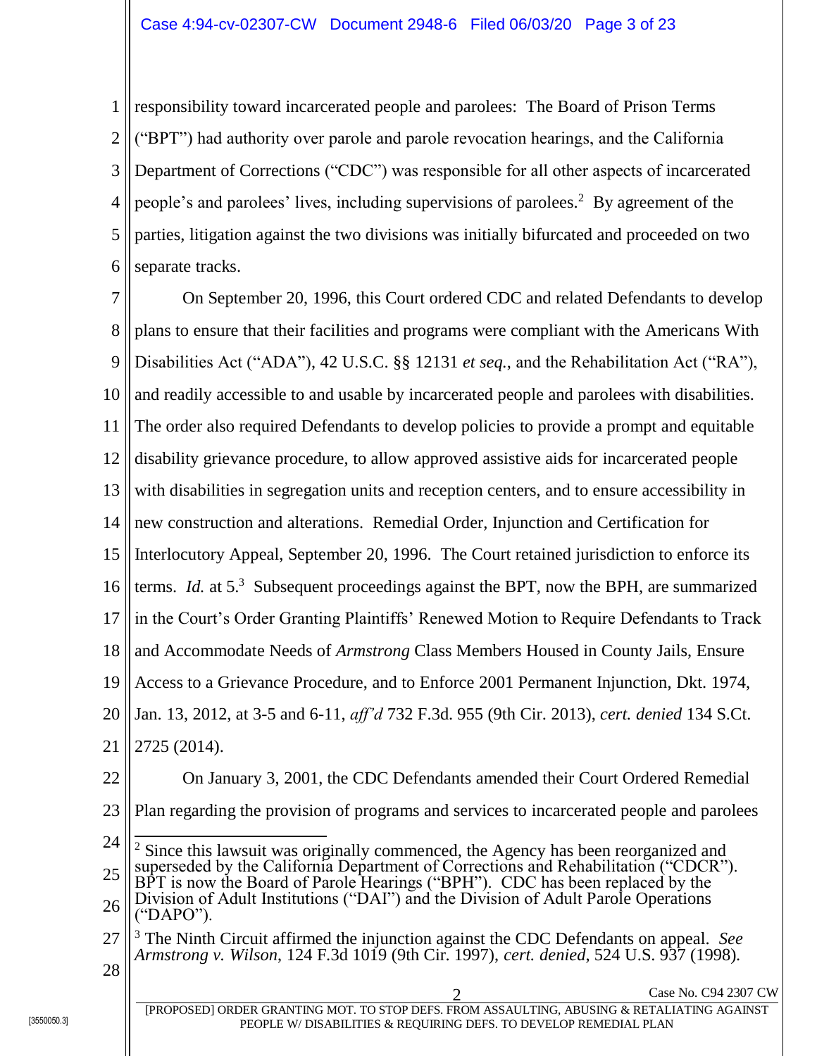responsibility toward incarcerated people and parolees: The Board of Prison Terms ("BPT") had authority over parole and parole revocation hearings, and the California Department of Corrections ("CDC") was responsible for all other aspects of incarcerated people's and parolees' lives, including supervisions of parolees.[2] By agreement of the parties, litigation against the two divisions was initially bifurcated and proceeded on two separate tracks.

On September 20, 1996, this Court ordered CDC and related Defendants to develop plans to ensure that their facilities and programs were compliant with the Americans With Disabilities Act ("ADA"), 42 U.S.C. §§ 12131 *et seq.*, and the Rehabilitation Act ("RA"), and readily accessible to and usable by incarcerated people and parolees with disabilities. The order also required Defendants to develop policies to provide a prompt and equitable disability grievance procedure, to allow approved assistive aids for incarcerated people with disabilities in segregation units and reception centers, and to ensure accessibility in new construction and alterations. Remedial Order, Injunction and Certification for Interlocutory Appeal, September 20, 1996. The Court retained jurisdiction to enforce its terms. *Id.* at 5.[3] Subsequent proceedings against the BPT, now the BPH, are summarized in the Court's Order Granting Plaintiffs' Renewed Motion to Require Defendants to Track and Accommodate Needs of *Armstrong* Class Members Housed in County Jails, Ensure Access to a Grievance Procedure, and to Enforce 2001 Permanent Injunction, Dkt. 1974, Jan. 13, 2012, at 3-5 and 6-11, *aff'd* 732 F.3d. 955 (9th Cir. 2013), *cert. denied* 134 S.Ct. 2725 (2014).

On January 3, 2001, the CDC Defendants amended their Court Ordered Remedial Plan regarding the provision of programs and services to incarcerated people and parolees

---

[2] Since this lawsuit was originally commenced, the Agency has been reorganized and superseded by the California Department of Corrections and Rehabilitation ("CDCR"). BPT is now the Board of Parole Hearings ("BPH"). CDC has been replaced by the Division of Adult Institutions ("DAI") and the Division of Adult Parole Operations ("DAPO").

[3] The Ninth Circuit affirmed the injunction against the CDC Defendants on appeal. *See Armstrong v. Wilson*, 124 F.3d 1019 (9th Cir. 1997), *cert. denied*, 524 U.S. 937 (1998).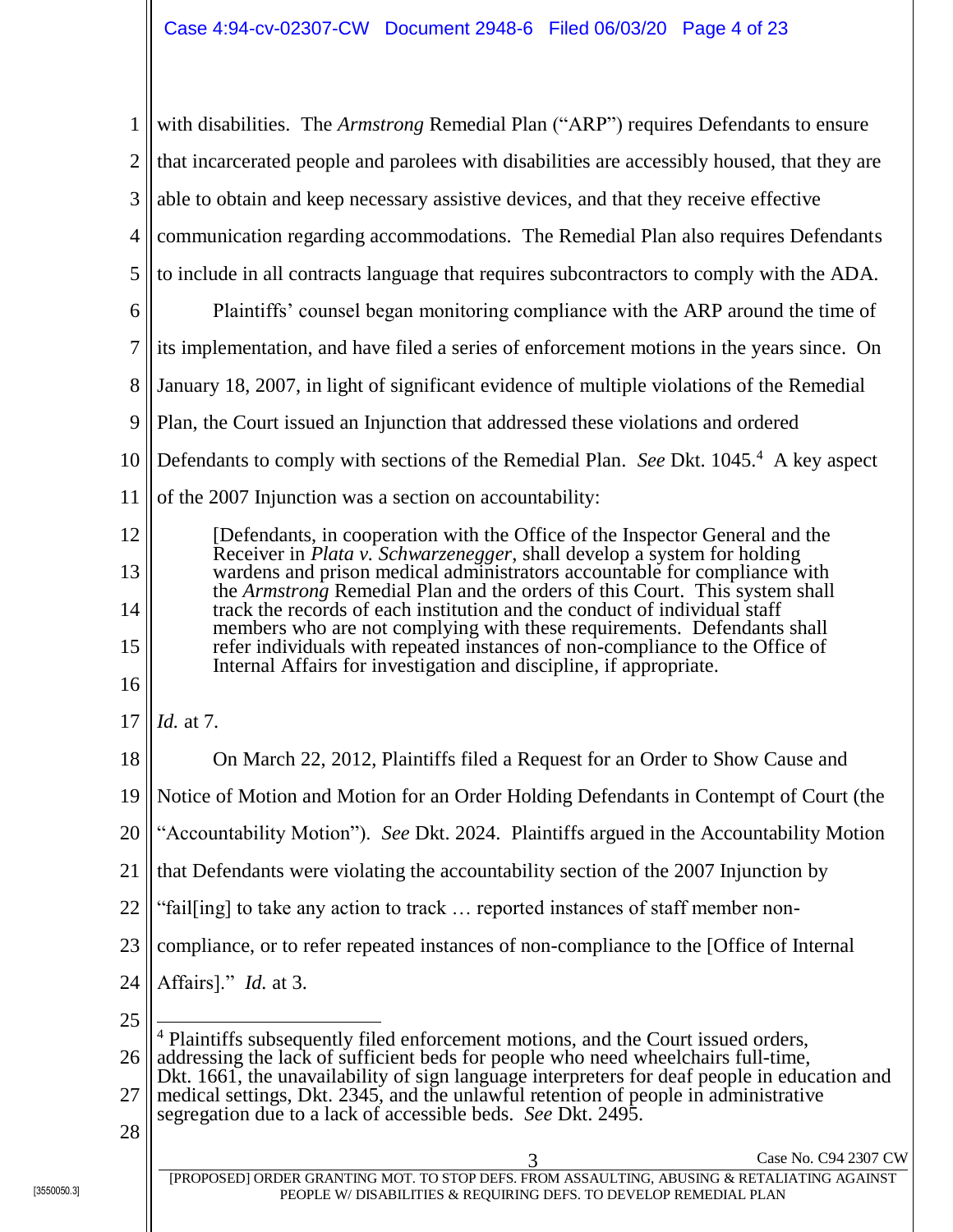with disabilities. The *Armstrong* Remedial Plan ("ARP") requires Defendants to ensure that incarcerated people and parolees with disabilities are accessibly housed, that they are able to obtain and keep necessary assistive devices, and that they receive effective communication regarding accommodations. The Remedial Plan also requires Defendants to include in all contracts language that requires subcontractors to comply with the ADA.

Plaintiffs' counsel began monitoring compliance with the ARP around the time of its implementation, and have filed a series of enforcement motions in the years since. On January 18, 2007, in light of significant evidence of multiple violations of the Remedial Plan, the Court issued an Injunction that addressed these violations and ordered Defendants to comply with sections of the Remedial Plan. *See* Dkt. 1045.[4] A key aspect of the 2007 Injunction was a section on accountability:

> [Defendants, in cooperation with the Office of the Inspector General and the Receiver in *Plata v. Schwarzenegger*, shall develop a system for holding wardens and prison medical administrators accountable for compliance with the *Armstrong* Remedial Plan and the orders of this Court. This system shall track the records of each institution and the conduct of individual staff members who are not complying with these requirements. Defendants shall refer individuals with repeated instances of non-compliance to the Office of Internal Affairs for investigation and discipline, if appropriate.

*Id.* at 7.

On March 22, 2012, Plaintiffs filed a Request for an Order to Show Cause and Notice of Motion and Motion for an Order Holding Defendants in Contempt of Court (the "Accountability Motion"). *See* Dkt. 2024. Plaintiffs argued in the Accountability Motion that Defendants were violating the accountability section of the 2007 Injunction by "fail[ing] to take any action to track … reported instances of staff member non-compliance, or to refer repeated instances of non-compliance to the [Office of Internal Affairs]." *Id.* at 3.

[4] Plaintiffs subsequently filed enforcement motions, and the Court issued orders, addressing the lack of sufficient beds for people who need wheelchairs full-time, Dkt. 1661, the unavailability of sign language interpreters for deaf people in education and medical settings, Dkt. 2345, and the unlawful retention of people in administrative segregation due to a lack of accessible beds. *See* Dkt. 2495.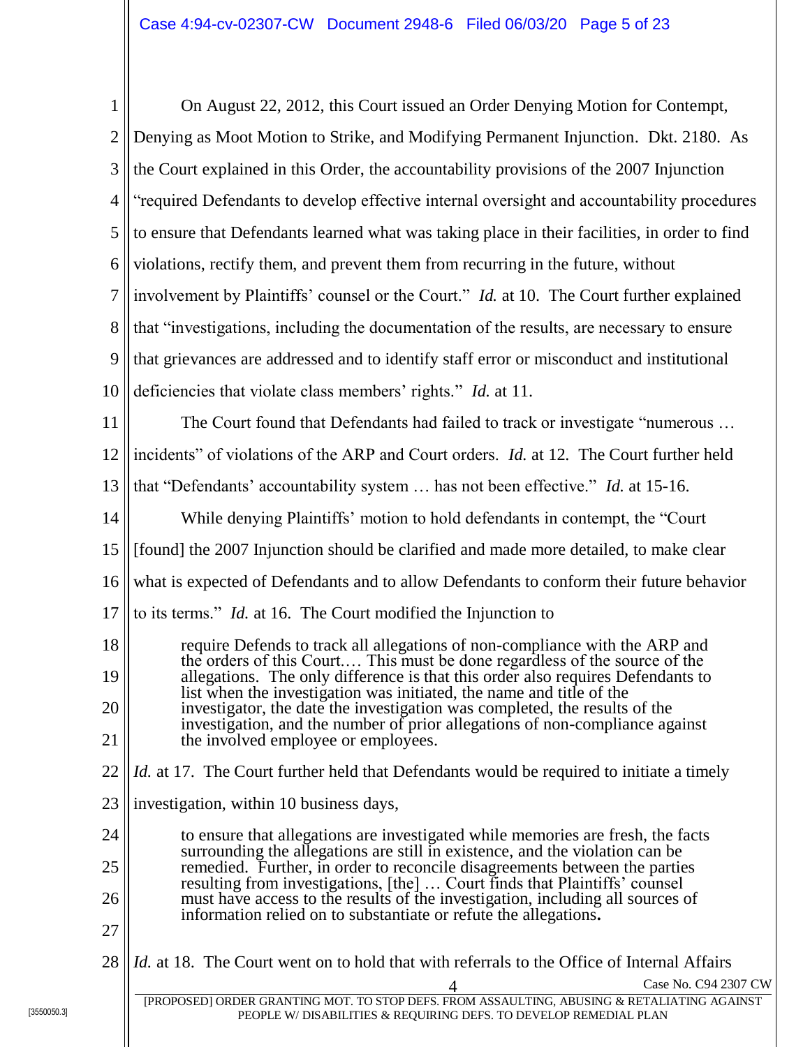On August 22, 2012, this Court issued an Order Denying Motion for Contempt, Denying as Moot Motion to Strike, and Modifying Permanent Injunction. Dkt. 2180. As the Court explained in this Order, the accountability provisions of the 2007 Injunction "required Defendants to develop effective internal oversight and accountability procedures to ensure that Defendants learned what was taking place in their facilities, in order to find violations, rectify them, and prevent them from recurring in the future, without involvement by Plaintiffs' counsel or the Court." *Id.* at 10. The Court further explained that "investigations, including the documentation of the results, are necessary to ensure that grievances are addressed and to identify staff error or misconduct and institutional deficiencies that violate class members' rights." *Id.* at 11.

The Court found that Defendants had failed to track or investigate "numerous … incidents" of violations of the ARP and Court orders. *Id.* at 12. The Court further held that "Defendants' accountability system … has not been effective." *Id.* at 15-16.

While denying Plaintiffs' motion to hold defendants in contempt, the "Court [found] the 2007 Injunction should be clarified and made more detailed, to make clear what is expected of Defendants and to allow Defendants to conform their future behavior to its terms." *Id.* at 16. The Court modified the Injunction to

> require Defends to track all allegations of non-compliance with the ARP and the orders of this Court.… This must be done regardless of the source of the allegations. The only difference is that this order also requires Defendants to list when the investigation was initiated, the name and title of the investigator, the date the investigation was completed, the results of the investigation, and the number of prior allegations of non-compliance against the involved employee or employees.

*Id.* at 17. The Court further held that Defendants would be required to initiate a timely investigation, within 10 business days,

> to ensure that allegations are investigated while memories are fresh, the facts surrounding the allegations are still in existence, and the violation can be remedied. Further, in order to reconcile disagreements between the parties resulting from investigations, [the] … Court finds that Plaintiffs' counsel must have access to the results of the investigation, including all sources of information relied on to substantiate or refute the allegations**.**

*Id.* at 18. The Court went on to hold that with referrals to the Office of Internal Affairs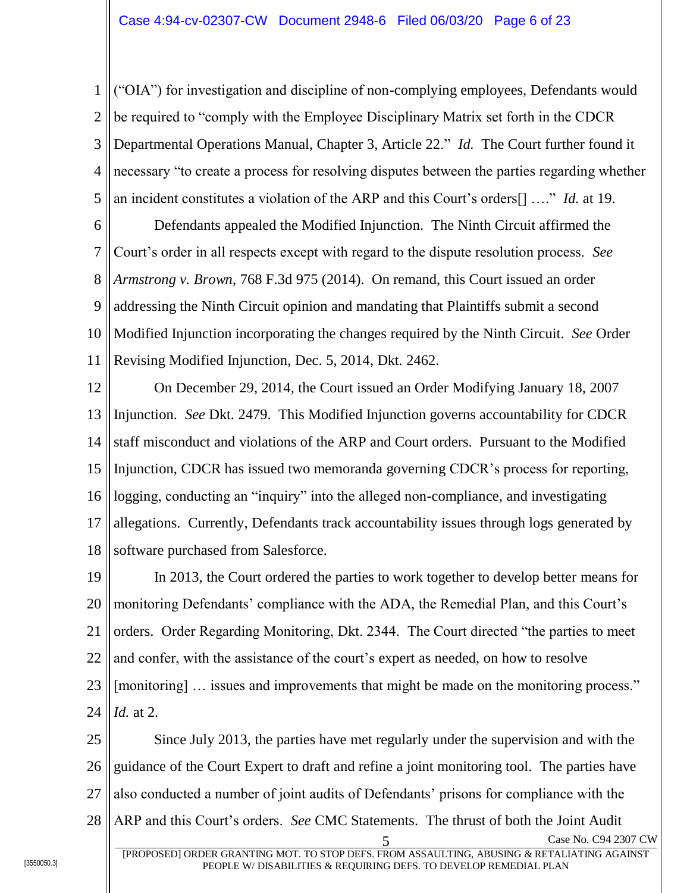("OIA") for investigation and discipline of non-complying employees, Defendants would be required to "comply with the Employee Disciplinary Matrix set forth in the CDCR Departmental Operations Manual, Chapter 3, Article 22." *Id.* The Court further found it necessary "to create a process for resolving disputes between the parties regarding whether an incident constitutes a violation of the ARP and this Court's orders[] …." *Id.* at 19.

Defendants appealed the Modified Injunction. The Ninth Circuit affirmed the Court's order in all respects except with regard to the dispute resolution process. *See Armstrong v. Brown*, 768 F.3d 975 (2014). On remand, this Court issued an order addressing the Ninth Circuit opinion and mandating that Plaintiffs submit a second Modified Injunction incorporating the changes required by the Ninth Circuit. *See* Order Revising Modified Injunction, Dec. 5, 2014, Dkt. 2462.

On December 29, 2014, the Court issued an Order Modifying January 18, 2007 Injunction. *See* Dkt. 2479. This Modified Injunction governs accountability for CDCR staff misconduct and violations of the ARP and Court orders. Pursuant to the Modified Injunction, CDCR has issued two memoranda governing CDCR's process for reporting, logging, conducting an "inquiry" into the alleged non-compliance, and investigating allegations. Currently, Defendants track accountability issues through logs generated by software purchased from Salesforce.

In 2013, the Court ordered the parties to work together to develop better means for monitoring Defendants' compliance with the ADA, the Remedial Plan, and this Court's orders. Order Regarding Monitoring, Dkt. 2344. The Court directed "the parties to meet and confer, with the assistance of the court's expert as needed, on how to resolve [monitoring] … issues and improvements that might be made on the monitoring process." *Id.* at 2.

Since July 2013, the parties have met regularly under the supervision and with the guidance of the Court Expert to draft and refine a joint monitoring tool. The parties have also conducted a number of joint audits of Defendants' prisons for compliance with the ARP and this Court's orders. *See* CMC Statements. The thrust of both the Joint Audit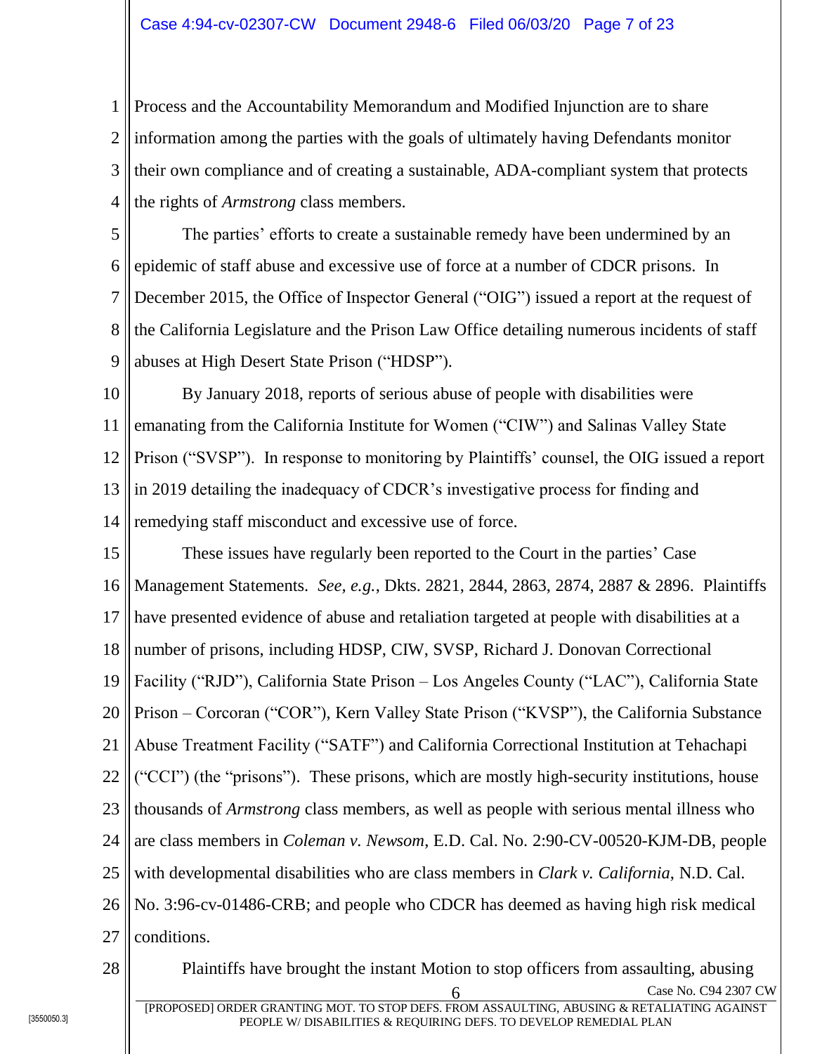Process and the Accountability Memorandum and Modified Injunction are to share information among the parties with the goals of ultimately having Defendants monitor their own compliance and of creating a sustainable, ADA-compliant system that protects the rights of *Armstrong* class members.

The parties' efforts to create a sustainable remedy have been undermined by an epidemic of staff abuse and excessive use of force at a number of CDCR prisons. In December 2015, the Office of Inspector General ("OIG") issued a report at the request of the California Legislature and the Prison Law Office detailing numerous incidents of staff abuses at High Desert State Prison ("HDSP").

By January 2018, reports of serious abuse of people with disabilities were emanating from the California Institute for Women ("CIW") and Salinas Valley State Prison ("SVSP"). In response to monitoring by Plaintiffs' counsel, the OIG issued a report in 2019 detailing the inadequacy of CDCR's investigative process for finding and remedying staff misconduct and excessive use of force.

These issues have regularly been reported to the Court in the parties' Case Management Statements. *See, e.g.*, Dkts. 2821, 2844, 2863, 2874, 2887 & 2896. Plaintiffs have presented evidence of abuse and retaliation targeted at people with disabilities at a number of prisons, including HDSP, CIW, SVSP, Richard J. Donovan Correctional Facility ("RJD"), California State Prison – Los Angeles County ("LAC"), California State Prison – Corcoran ("COR"), Kern Valley State Prison ("KVSP"), the California Substance Abuse Treatment Facility ("SATF") and California Correctional Institution at Tehachapi ("CCI") (the "prisons"). These prisons, which are mostly high-security institutions, house thousands of *Armstrong* class members, as well as people with serious mental illness who are class members in *Coleman v. Newsom*, E.D. Cal. No. 2:90-CV-00520-KJM-DB, people with developmental disabilities who are class members in *Clark v. California*, N.D. Cal. No. 3:96-cv-01486-CRB; and people who CDCR has deemed as having high risk medical conditions.

Plaintiffs have brought the instant Motion to stop officers from assaulting, abusing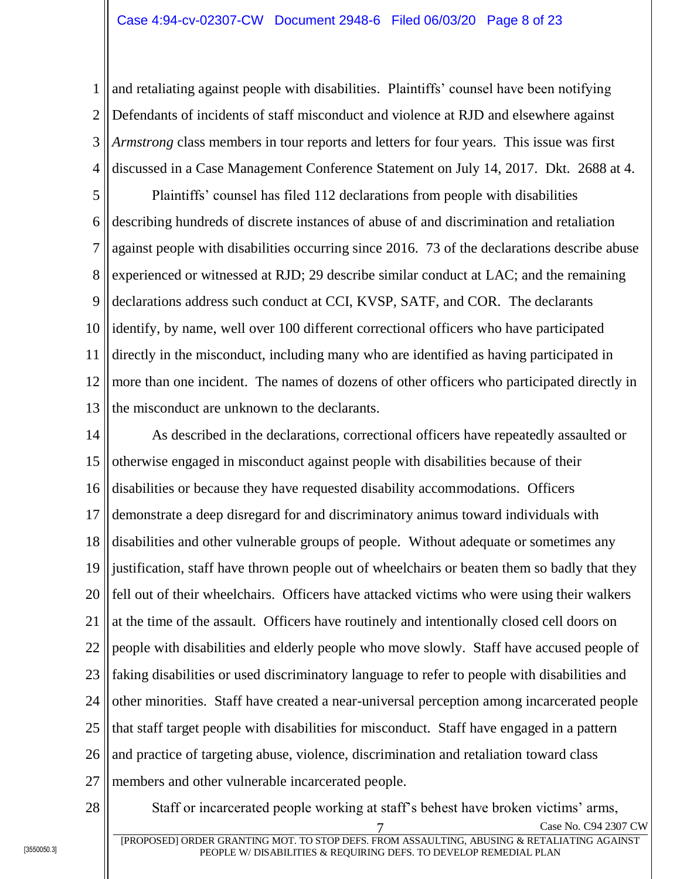and retaliating against people with disabilities. Plaintiffs' counsel have been notifying Defendants of incidents of staff misconduct and violence at RJD and elsewhere against *Armstrong* class members in tour reports and letters for four years. This issue was first discussed in a Case Management Conference Statement on July 14, 2017. Dkt. 2688 at 4.

Plaintiffs' counsel has filed 112 declarations from people with disabilities describing hundreds of discrete instances of abuse of and discrimination and retaliation against people with disabilities occurring since 2016. 73 of the declarations describe abuse experienced or witnessed at RJD; 29 describe similar conduct at LAC; and the remaining declarations address such conduct at CCI, KVSP, SATF, and COR. The declarants identify, by name, well over 100 different correctional officers who have participated directly in the misconduct, including many who are identified as having participated in more than one incident. The names of dozens of other officers who participated directly in the misconduct are unknown to the declarants.

As described in the declarations, correctional officers have repeatedly assaulted or otherwise engaged in misconduct against people with disabilities because of their disabilities or because they have requested disability accommodations. Officers demonstrate a deep disregard for and discriminatory animus toward individuals with disabilities and other vulnerable groups of people. Without adequate or sometimes any justification, staff have thrown people out of wheelchairs or beaten them so badly that they fell out of their wheelchairs. Officers have attacked victims who were using their walkers at the time of the assault. Officers have routinely and intentionally closed cell doors on people with disabilities and elderly people who move slowly. Staff have accused people of faking disabilities or used discriminatory language to refer to people with disabilities and other minorities. Staff have created a near-universal perception among incarcerated people that staff target people with disabilities for misconduct. Staff have engaged in a pattern and practice of targeting abuse, violence, discrimination and retaliation toward class members and other vulnerable incarcerated people.

Staff or incarcerated people working at staff's behest have broken victims' arms,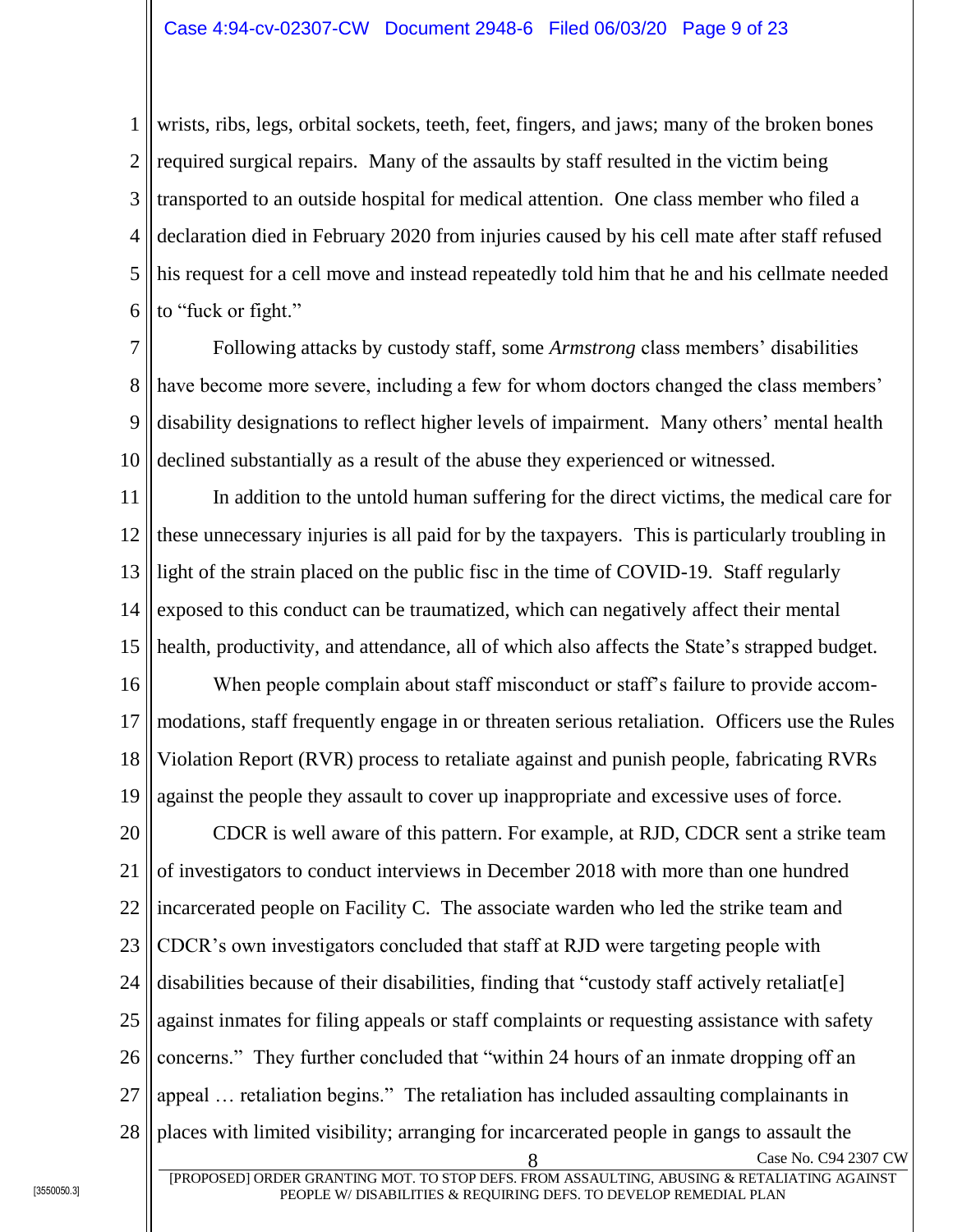wrists, ribs, legs, orbital sockets, teeth, feet, fingers, and jaws; many of the broken bones required surgical repairs. Many of the assaults by staff resulted in the victim being transported to an outside hospital for medical attention. One class member who filed a declaration died in February 2020 from injuries caused by his cell mate after staff refused his request for a cell move and instead repeatedly told him that he and his cellmate needed to "fuck or fight."

Following attacks by custody staff, some *Armstrong* class members' disabilities have become more severe, including a few for whom doctors changed the class members' disability designations to reflect higher levels of impairment. Many others' mental health declined substantially as a result of the abuse they experienced or witnessed.

In addition to the untold human suffering for the direct victims, the medical care for these unnecessary injuries is all paid for by the taxpayers. This is particularly troubling in light of the strain placed on the public fisc in the time of COVID-19. Staff regularly exposed to this conduct can be traumatized, which can negatively affect their mental health, productivity, and attendance, all of which also affects the State's strapped budget.

When people complain about staff misconduct or staff's failure to provide accommodations, staff frequently engage in or threaten serious retaliation. Officers use the Rules Violation Report (RVR) process to retaliate against and punish people, fabricating RVRs against the people they assault to cover up inappropriate and excessive uses of force.

CDCR is well aware of this pattern. For example, at RJD, CDCR sent a strike team of investigators to conduct interviews in December 2018 with more than one hundred incarcerated people on Facility C. The associate warden who led the strike team and CDCR's own investigators concluded that staff at RJD were targeting people with disabilities because of their disabilities, finding that "custody staff actively retaliat[e] against inmates for filing appeals or staff complaints or requesting assistance with safety concerns." They further concluded that "within 24 hours of an inmate dropping off an appeal … retaliation begins." The retaliation has included assaulting complainants in places with limited visibility; arranging for incarcerated people in gangs to assault the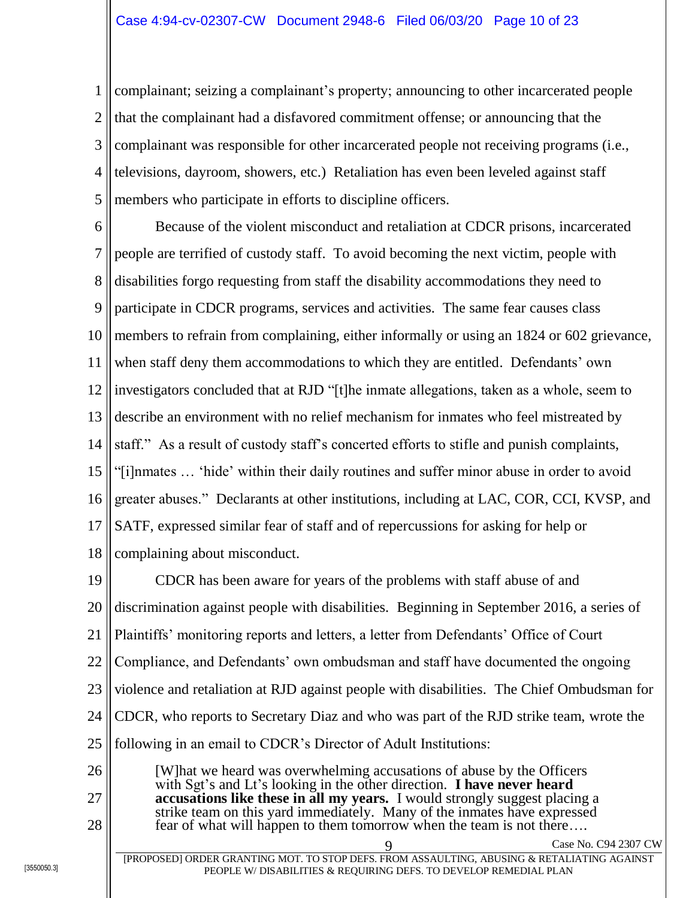complainant; seizing a complainant's property; announcing to other incarcerated people that the complainant had a disfavored commitment offense; or announcing that the complainant was responsible for other incarcerated people not receiving programs (i.e., televisions, dayroom, showers, etc.) Retaliation has even been leveled against staff members who participate in efforts to discipline officers.

Because of the violent misconduct and retaliation at CDCR prisons, incarcerated people are terrified of custody staff. To avoid becoming the next victim, people with disabilities forgo requesting from staff the disability accommodations they need to participate in CDCR programs, services and activities. The same fear causes class members to refrain from complaining, either informally or using an 1824 or 602 grievance, when staff deny them accommodations to which they are entitled. Defendants' own investigators concluded that at RJD "[t]he inmate allegations, taken as a whole, seem to describe an environment with no relief mechanism for inmates who feel mistreated by staff." As a result of custody staff's concerted efforts to stifle and punish complaints, "[i]nmates … 'hide' within their daily routines and suffer minor abuse in order to avoid greater abuses." Declarants at other institutions, including at LAC, COR, CCI, KVSP, and SATF, expressed similar fear of staff and of repercussions for asking for help or complaining about misconduct.

CDCR has been aware for years of the problems with staff abuse of and discrimination against people with disabilities. Beginning in September 2016, a series of Plaintiffs' monitoring reports and letters, a letter from Defendants' Office of Court Compliance, and Defendants' own ombudsman and staff have documented the ongoing violence and retaliation at RJD against people with disabilities. The Chief Ombudsman for CDCR, who reports to Secretary Diaz and who was part of the RJD strike team, wrote the following in an email to CDCR's Director of Adult Institutions:

> [W]hat we heard was overwhelming accusations of abuse by the Officers with Sgt's and Lt's looking in the other direction. **I have never heard accusations like these in all my years.** I would strongly suggest placing a strike team on this yard immediately. Many of the inmates have expressed fear of what will happen to them tomorrow when the team is not there….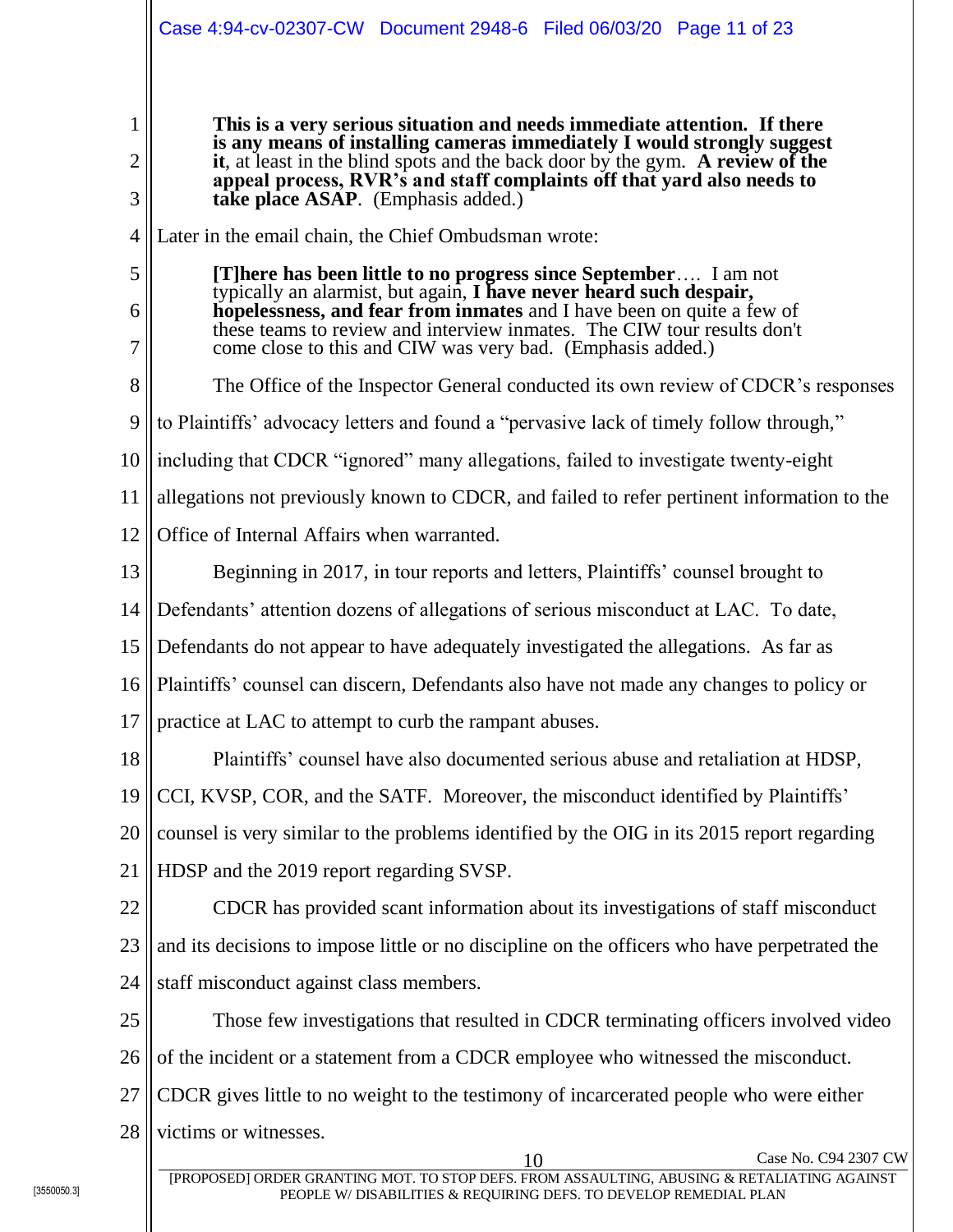> **This is a very serious situation and needs immediate attention. If there is any means of installing cameras immediately I would strongly suggest it**, at least in the blind spots and the back door by the gym. **A review of the appeal process, RVR's and staff complaints off that yard also needs to take place ASAP**. (Emphasis added.)

Later in the email chain, the Chief Ombudsman wrote:

> **[T]here has been little to no progress since September**…. I am not typically an alarmist, but again, **I have never heard such despair, hopelessness, and fear from inmates** and I have been on quite a few of these teams to review and interview inmates. The CIW tour results don't come close to this and CIW was very bad. (Emphasis added.)

The Office of the Inspector General conducted its own review of CDCR's responses to Plaintiffs' advocacy letters and found a "pervasive lack of timely follow through," including that CDCR "ignored" many allegations, failed to investigate twenty-eight allegations not previously known to CDCR, and failed to refer pertinent information to the Office of Internal Affairs when warranted.

Beginning in 2017, in tour reports and letters, Plaintiffs' counsel brought to Defendants' attention dozens of allegations of serious misconduct at LAC. To date, Defendants do not appear to have adequately investigated the allegations. As far as Plaintiffs' counsel can discern, Defendants also have not made any changes to policy or practice at LAC to attempt to curb the rampant abuses.

Plaintiffs' counsel have also documented serious abuse and retaliation at HDSP, CCI, KVSP, COR, and the SATF. Moreover, the misconduct identified by Plaintiffs' counsel is very similar to the problems identified by the OIG in its 2015 report regarding HDSP and the 2019 report regarding SVSP.

CDCR has provided scant information about its investigations of staff misconduct and its decisions to impose little or no discipline on the officers who have perpetrated the staff misconduct against class members.

Those few investigations that resulted in CDCR terminating officers involved video of the incident or a statement from a CDCR employee who witnessed the misconduct. CDCR gives little to no weight to the testimony of incarcerated people who were either victims or witnesses.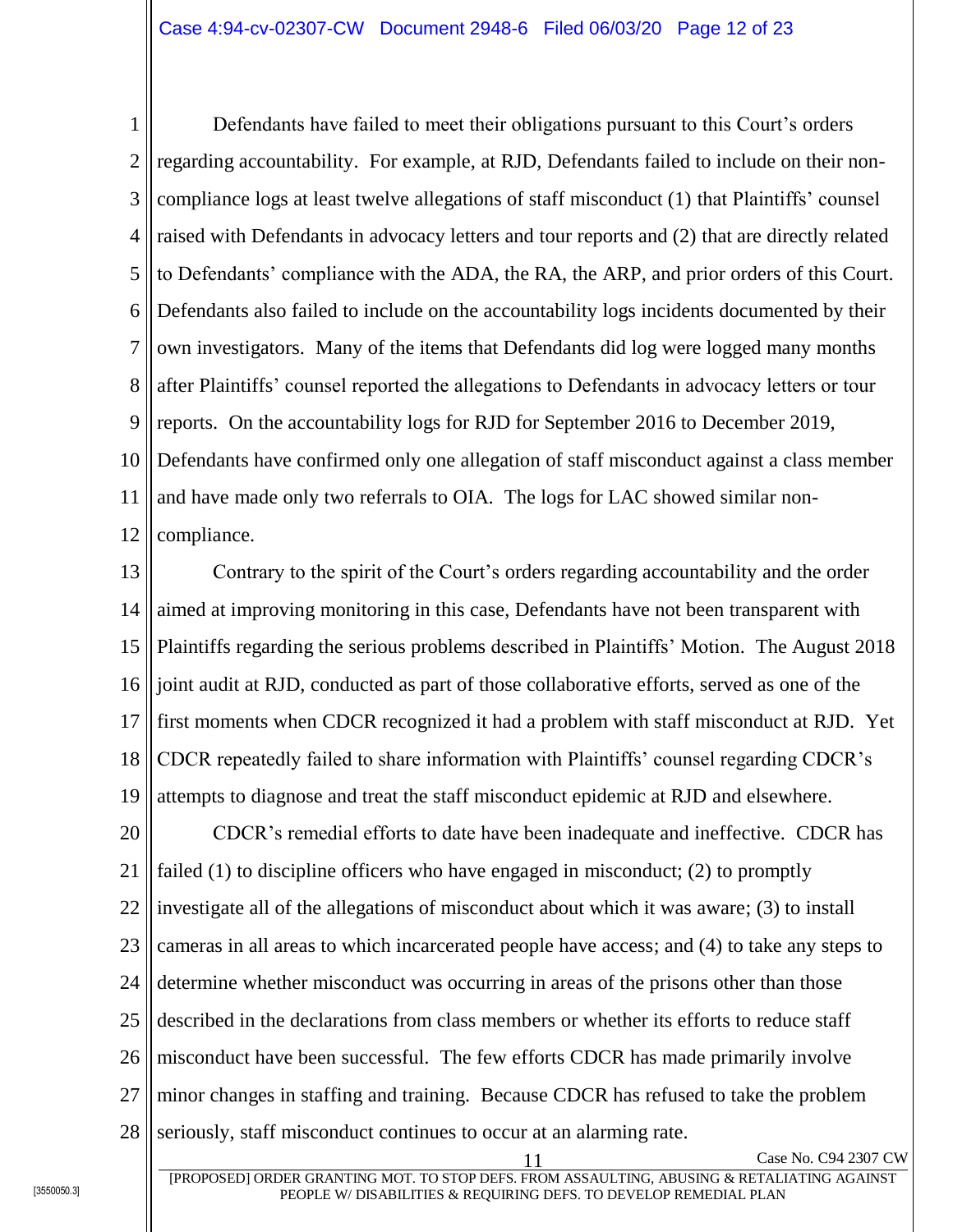Defendants have failed to meet their obligations pursuant to this Court's orders regarding accountability. For example, at RJD, Defendants failed to include on their non-compliance logs at least twelve allegations of staff misconduct (1) that Plaintiffs' counsel raised with Defendants in advocacy letters and tour reports and (2) that are directly related to Defendants' compliance with the ADA, the RA, the ARP, and prior orders of this Court. Defendants also failed to include on the accountability logs incidents documented by their own investigators. Many of the items that Defendants did log were logged many months after Plaintiffs' counsel reported the allegations to Defendants in advocacy letters or tour reports. On the accountability logs for RJD for September 2016 to December 2019, Defendants have confirmed only one allegation of staff misconduct against a class member and have made only two referrals to OIA. The logs for LAC showed similar non-compliance.

Contrary to the spirit of the Court's orders regarding accountability and the order aimed at improving monitoring in this case, Defendants have not been transparent with Plaintiffs regarding the serious problems described in Plaintiffs' Motion. The August 2018 joint audit at RJD, conducted as part of those collaborative efforts, served as one of the first moments when CDCR recognized it had a problem with staff misconduct at RJD. Yet CDCR repeatedly failed to share information with Plaintiffs' counsel regarding CDCR's attempts to diagnose and treat the staff misconduct epidemic at RJD and elsewhere.

CDCR's remedial efforts to date have been inadequate and ineffective. CDCR has failed (1) to discipline officers who have engaged in misconduct; (2) to promptly investigate all of the allegations of misconduct about which it was aware; (3) to install cameras in all areas to which incarcerated people have access; and (4) to take any steps to determine whether misconduct was occurring in areas of the prisons other than those described in the declarations from class members or whether its efforts to reduce staff misconduct have been successful. The few efforts CDCR has made primarily involve minor changes in staffing and training. Because CDCR has refused to take the problem seriously, staff misconduct continues to occur at an alarming rate.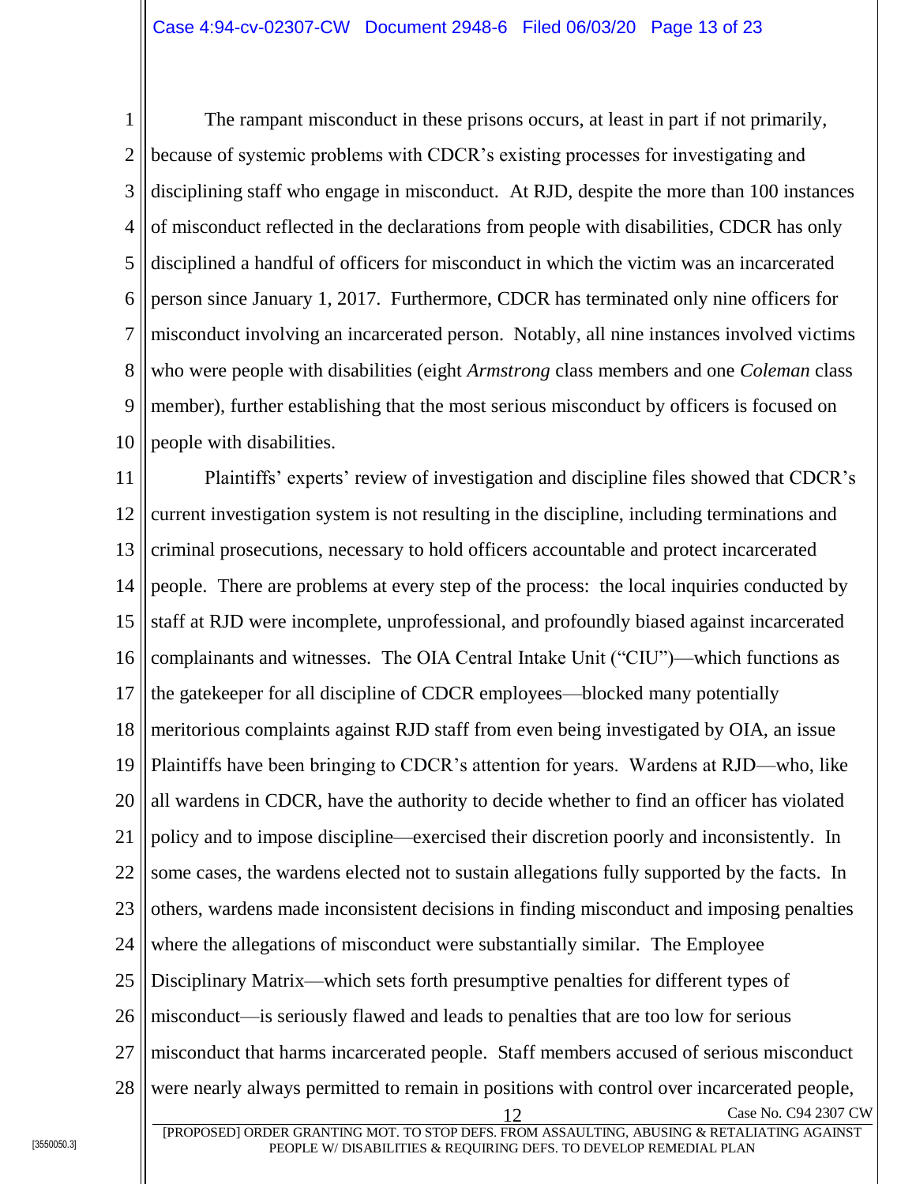The rampant misconduct in these prisons occurs, at least in part if not primarily, because of systemic problems with CDCR's existing processes for investigating and disciplining staff who engage in misconduct. At RJD, despite the more than 100 instances of misconduct reflected in the declarations from people with disabilities, CDCR has only disciplined a handful of officers for misconduct in which the victim was an incarcerated person since January 1, 2017. Furthermore, CDCR has terminated only nine officers for misconduct involving an incarcerated person. Notably, all nine instances involved victims who were people with disabilities (eight *Armstrong* class members and one *Coleman* class member), further establishing that the most serious misconduct by officers is focused on people with disabilities.

Plaintiffs' experts' review of investigation and discipline files showed that CDCR's current investigation system is not resulting in the discipline, including terminations and criminal prosecutions, necessary to hold officers accountable and protect incarcerated people. There are problems at every step of the process: the local inquiries conducted by staff at RJD were incomplete, unprofessional, and profoundly biased against incarcerated complainants and witnesses. The OIA Central Intake Unit ("CIU")—which functions as the gatekeeper for all discipline of CDCR employees—blocked many potentially meritorious complaints against RJD staff from even being investigated by OIA, an issue Plaintiffs have been bringing to CDCR's attention for years. Wardens at RJD—who, like all wardens in CDCR, have the authority to decide whether to find an officer has violated policy and to impose discipline—exercised their discretion poorly and inconsistently. In some cases, the wardens elected not to sustain allegations fully supported by the facts. In others, wardens made inconsistent decisions in finding misconduct and imposing penalties where the allegations of misconduct were substantially similar. The Employee Disciplinary Matrix—which sets forth presumptive penalties for different types of misconduct—is seriously flawed and leads to penalties that are too low for serious misconduct that harms incarcerated people. Staff members accused of serious misconduct were nearly always permitted to remain in positions with control over incarcerated people,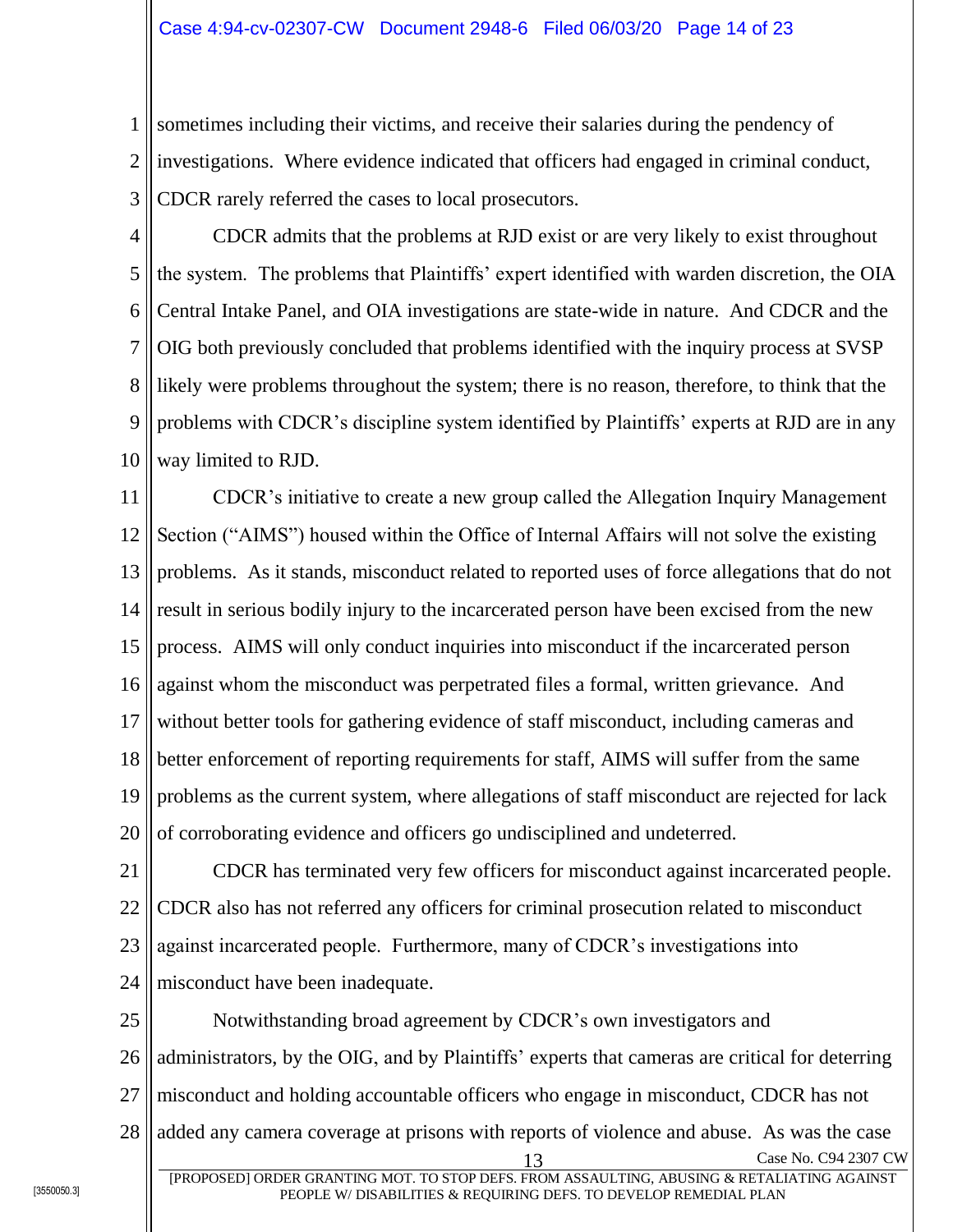sometimes including their victims, and receive their salaries during the pendency of investigations. Where evidence indicated that officers had engaged in criminal conduct, CDCR rarely referred the cases to local prosecutors.

CDCR admits that the problems at RJD exist or are very likely to exist throughout the system. The problems that Plaintiffs' expert identified with warden discretion, the OIA Central Intake Panel, and OIA investigations are state-wide in nature. And CDCR and the OIG both previously concluded that problems identified with the inquiry process at SVSP likely were problems throughout the system; there is no reason, therefore, to think that the problems with CDCR's discipline system identified by Plaintiffs' experts at RJD are in any way limited to RJD.

CDCR's initiative to create a new group called the Allegation Inquiry Management Section ("AIMS") housed within the Office of Internal Affairs will not solve the existing problems. As it stands, misconduct related to reported uses of force allegations that do not result in serious bodily injury to the incarcerated person have been excised from the new process. AIMS will only conduct inquiries into misconduct if the incarcerated person against whom the misconduct was perpetrated files a formal, written grievance. And without better tools for gathering evidence of staff misconduct, including cameras and better enforcement of reporting requirements for staff, AIMS will suffer from the same problems as the current system, where allegations of staff misconduct are rejected for lack of corroborating evidence and officers go undisciplined and undeterred.

CDCR has terminated very few officers for misconduct against incarcerated people. CDCR also has not referred any officers for criminal prosecution related to misconduct against incarcerated people. Furthermore, many of CDCR's investigations into misconduct have been inadequate.

Notwithstanding broad agreement by CDCR's own investigators and administrators, by the OIG, and by Plaintiffs' experts that cameras are critical for deterring misconduct and holding accountable officers who engage in misconduct, CDCR has not added any camera coverage at prisons with reports of violence and abuse. As was the case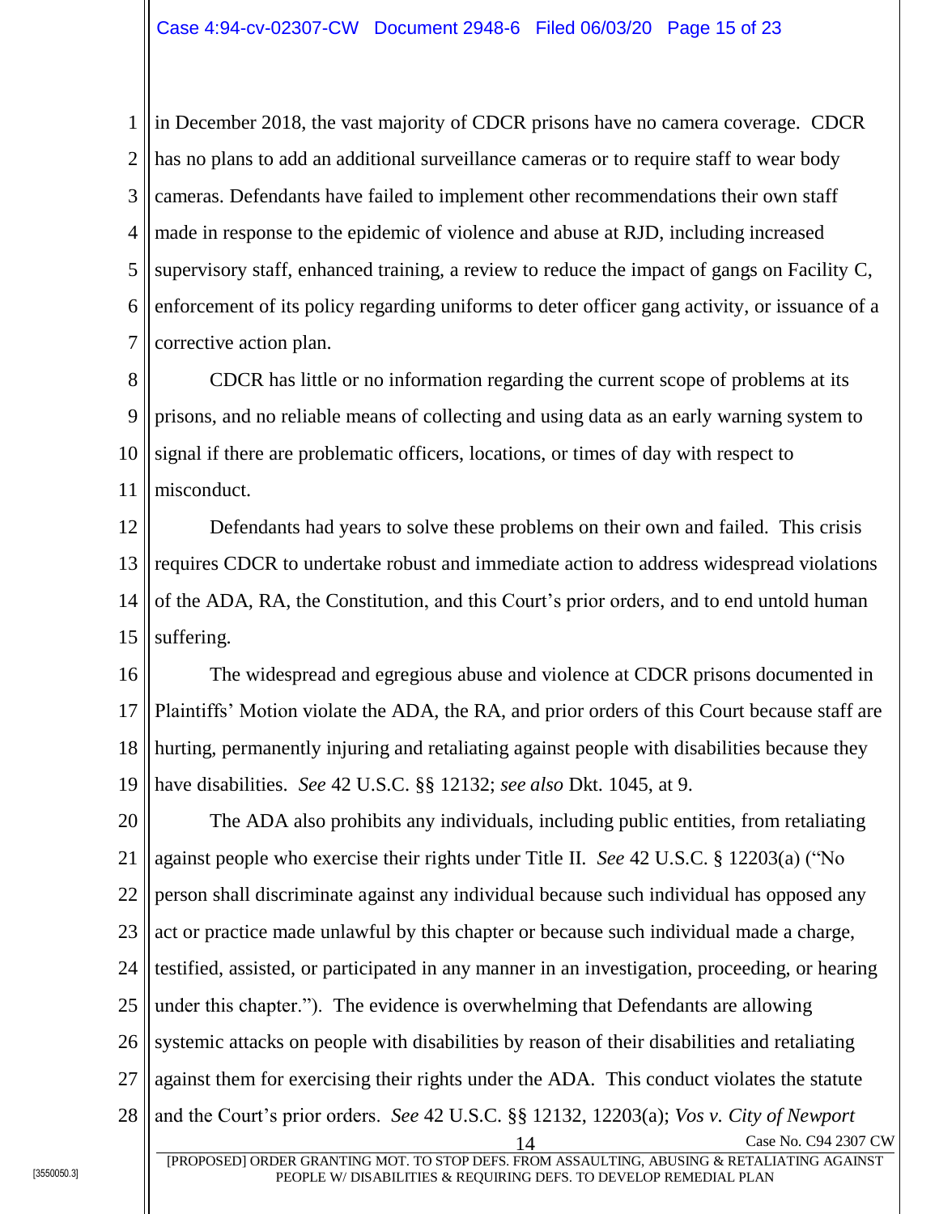in December 2018, the vast majority of CDCR prisons have no camera coverage. CDCR has no plans to add an additional surveillance cameras or to require staff to wear body cameras. Defendants have failed to implement other recommendations their own staff made in response to the epidemic of violence and abuse at RJD, including increased supervisory staff, enhanced training, a review to reduce the impact of gangs on Facility C, enforcement of its policy regarding uniforms to deter officer gang activity, or issuance of a corrective action plan.

CDCR has little or no information regarding the current scope of problems at its prisons, and no reliable means of collecting and using data as an early warning system to signal if there are problematic officers, locations, or times of day with respect to misconduct.

Defendants had years to solve these problems on their own and failed. This crisis requires CDCR to undertake robust and immediate action to address widespread violations of the ADA, RA, the Constitution, and this Court's prior orders, and to end untold human suffering.

The widespread and egregious abuse and violence at CDCR prisons documented in Plaintiffs' Motion violate the ADA, the RA, and prior orders of this Court because staff are hurting, permanently injuring and retaliating against people with disabilities because they have disabilities. *See* 42 U.S.C. §§ 12132; *see also* Dkt. 1045, at 9.

The ADA also prohibits any individuals, including public entities, from retaliating against people who exercise their rights under Title II. *See* 42 U.S.C. § 12203(a) ("No person shall discriminate against any individual because such individual has opposed any act or practice made unlawful by this chapter or because such individual made a charge, testified, assisted, or participated in any manner in an investigation, proceeding, or hearing under this chapter."). The evidence is overwhelming that Defendants are allowing systemic attacks on people with disabilities by reason of their disabilities and retaliating against them for exercising their rights under the ADA. This conduct violates the statute and the Court's prior orders. *See* 42 U.S.C. §§ 12132, 12203(a); *Vos v. City of Newport*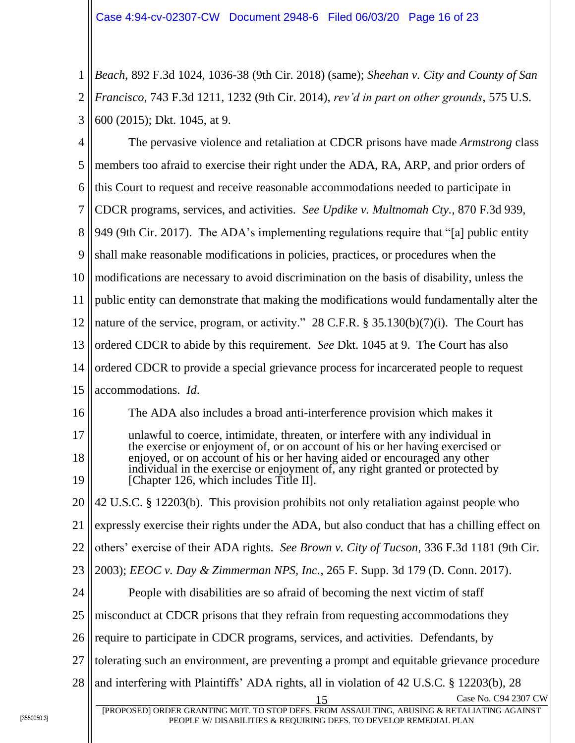*Beach*, 892 F.3d 1024, 1036-38 (9th Cir. 2018) (same); *Sheehan v. City and County of San Francisco*, 743 F.3d 1211, 1232 (9th Cir. 2014), *rev'd in part on other grounds*, 575 U.S. 600 (2015); Dkt. 1045, at 9.

The pervasive violence and retaliation at CDCR prisons have made *Armstrong* class members too afraid to exercise their right under the ADA, RA, ARP, and prior orders of this Court to request and receive reasonable accommodations needed to participate in CDCR programs, services, and activities. *See Updike v. Multnomah Cty.*, 870 F.3d 939, 949 (9th Cir. 2017). The ADA's implementing regulations require that "[a] public entity shall make reasonable modifications in policies, practices, or procedures when the modifications are necessary to avoid discrimination on the basis of disability, unless the public entity can demonstrate that making the modifications would fundamentally alter the nature of the service, program, or activity." 28 C.F.R. § 35.130(b)(7)(i). The Court has ordered CDCR to abide by this requirement. *See* Dkt. 1045 at 9. The Court has also ordered CDCR to provide a special grievance process for incarcerated people to request accommodations. *Id*.

The ADA also includes a broad anti-interference provision which makes it

> unlawful to coerce, intimidate, threaten, or interfere with any individual in the exercise or enjoyment of, or on account of his or her having exercised or enjoyed, or on account of his or her having aided or encouraged any other individual in the exercise or enjoyment of, any right granted or protected by [Chapter 126, which includes Title II].

42 U.S.C. § 12203(b). This provision prohibits not only retaliation against people who expressly exercise their rights under the ADA, but also conduct that has a chilling effect on others' exercise of their ADA rights. *See Brown v. City of Tucson*, 336 F.3d 1181 (9th Cir. 2003); *EEOC v. Day & Zimmerman NPS, Inc.*, 265 F. Supp. 3d 179 (D. Conn. 2017).

People with disabilities are so afraid of becoming the next victim of staff misconduct at CDCR prisons that they refrain from requesting accommodations they require to participate in CDCR programs, services, and activities. Defendants, by tolerating such an environment, are preventing a prompt and equitable grievance procedure and interfering with Plaintiffs' ADA rights, all in violation of 42 U.S.C. § 12203(b), 28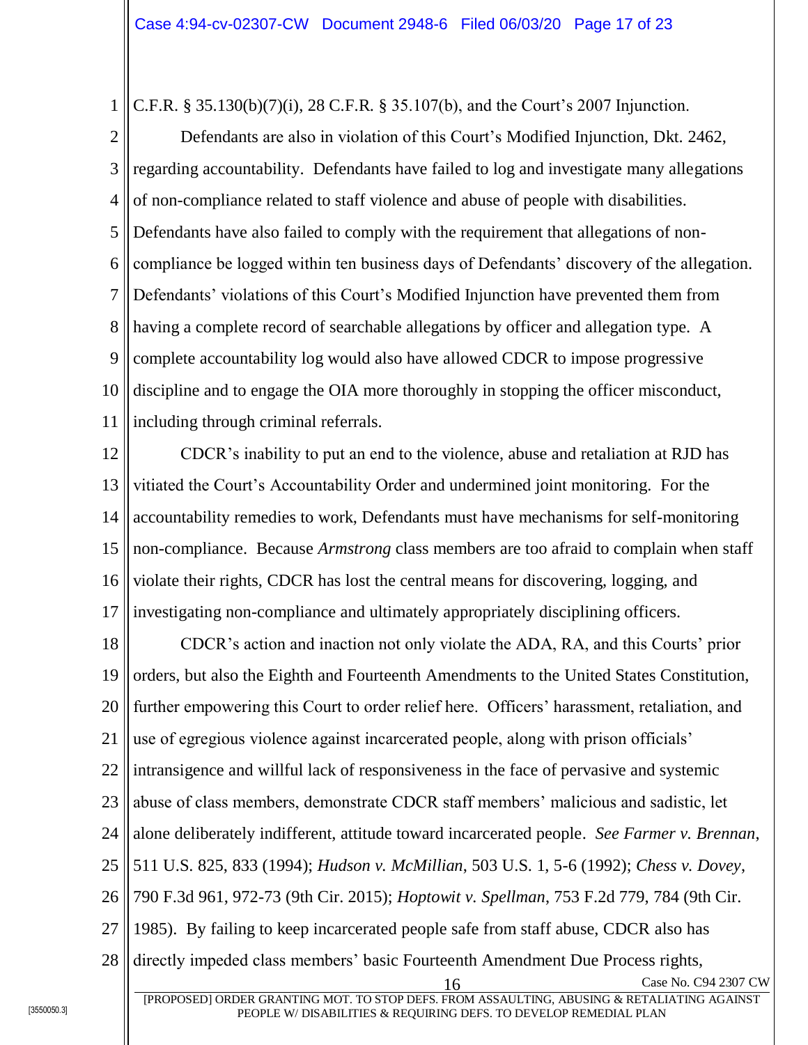C.F.R. § 35.130(b)(7)(i), 28 C.F.R. § 35.107(b), and the Court's 2007 Injunction.

Defendants are also in violation of this Court's Modified Injunction, Dkt. 2462, regarding accountability. Defendants have failed to log and investigate many allegations of non-compliance related to staff violence and abuse of people with disabilities. Defendants have also failed to comply with the requirement that allegations of non-compliance be logged within ten business days of Defendants' discovery of the allegation. Defendants' violations of this Court's Modified Injunction have prevented them from having a complete record of searchable allegations by officer and allegation type. A complete accountability log would also have allowed CDCR to impose progressive discipline and to engage the OIA more thoroughly in stopping the officer misconduct, including through criminal referrals.

CDCR's inability to put an end to the violence, abuse and retaliation at RJD has vitiated the Court's Accountability Order and undermined joint monitoring. For the accountability remedies to work, Defendants must have mechanisms for self-monitoring non-compliance. Because *Armstrong* class members are too afraid to complain when staff violate their rights, CDCR has lost the central means for discovering, logging, and investigating non-compliance and ultimately appropriately disciplining officers.

CDCR's action and inaction not only violate the ADA, RA, and this Courts' prior orders, but also the Eighth and Fourteenth Amendments to the United States Constitution, further empowering this Court to order relief here. Officers' harassment, retaliation, and use of egregious violence against incarcerated people, along with prison officials' intransigence and willful lack of responsiveness in the face of pervasive and systemic abuse of class members, demonstrate CDCR staff members' malicious and sadistic, let alone deliberately indifferent, attitude toward incarcerated people. *See Farmer v. Brennan*, 511 U.S. 825, 833 (1994); *Hudson v. McMillian*, 503 U.S. 1, 5-6 (1992); *Chess v. Dovey*, 790 F.3d 961, 972-73 (9th Cir. 2015); *Hoptowit v. Spellman*, 753 F.2d 779, 784 (9th Cir. 1985). By failing to keep incarcerated people safe from staff abuse, CDCR also has directly impeded class members' basic Fourteenth Amendment Due Process rights,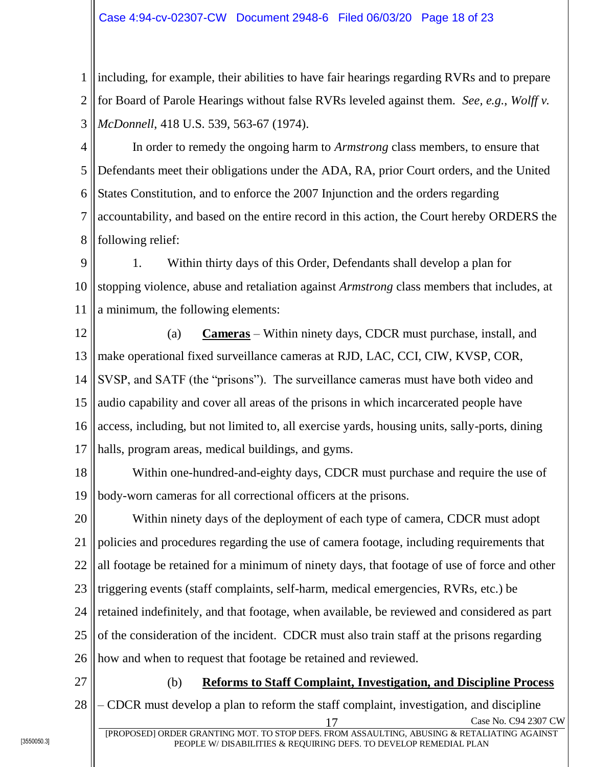including, for example, their abilities to have fair hearings regarding RVRs and to prepare for Board of Parole Hearings without false RVRs leveled against them. *See, e.g.*, *Wolff v. McDonnell*, 418 U.S. 539, 563-67 (1974).

In order to remedy the ongoing harm to *Armstrong* class members, to ensure that Defendants meet their obligations under the ADA, RA, prior Court orders, and the United States Constitution, and to enforce the 2007 Injunction and the orders regarding accountability, and based on the entire record in this action, the Court hereby ORDERS the following relief:

1. Within thirty days of this Order, Defendants shall develop a plan for stopping violence, abuse and retaliation against *Armstrong* class members that includes, at a minimum, the following elements:

(a) **Cameras** – Within ninety days, CDCR must purchase, install, and make operational fixed surveillance cameras at RJD, LAC, CCI, CIW, KVSP, COR, SVSP, and SATF (the "prisons"). The surveillance cameras must have both video and audio capability and cover all areas of the prisons in which incarcerated people have access, including, but not limited to, all exercise yards, housing units, sally-ports, dining halls, program areas, medical buildings, and gyms.

Within one-hundred-and-eighty days, CDCR must purchase and require the use of body-worn cameras for all correctional officers at the prisons.

Within ninety days of the deployment of each type of camera, CDCR must adopt policies and procedures regarding the use of camera footage, including requirements that all footage be retained for a minimum of ninety days, that footage of use of force and other triggering events (staff complaints, self-harm, medical emergencies, RVRs, etc.) be retained indefinitely, and that footage, when available, be reviewed and considered as part of the consideration of the incident. CDCR must also train staff at the prisons regarding how and when to request that footage be retained and reviewed.

(b) **Reforms to Staff Complaint, Investigation, and Discipline Process** – CDCR must develop a plan to reform the staff complaint, investigation, and discipline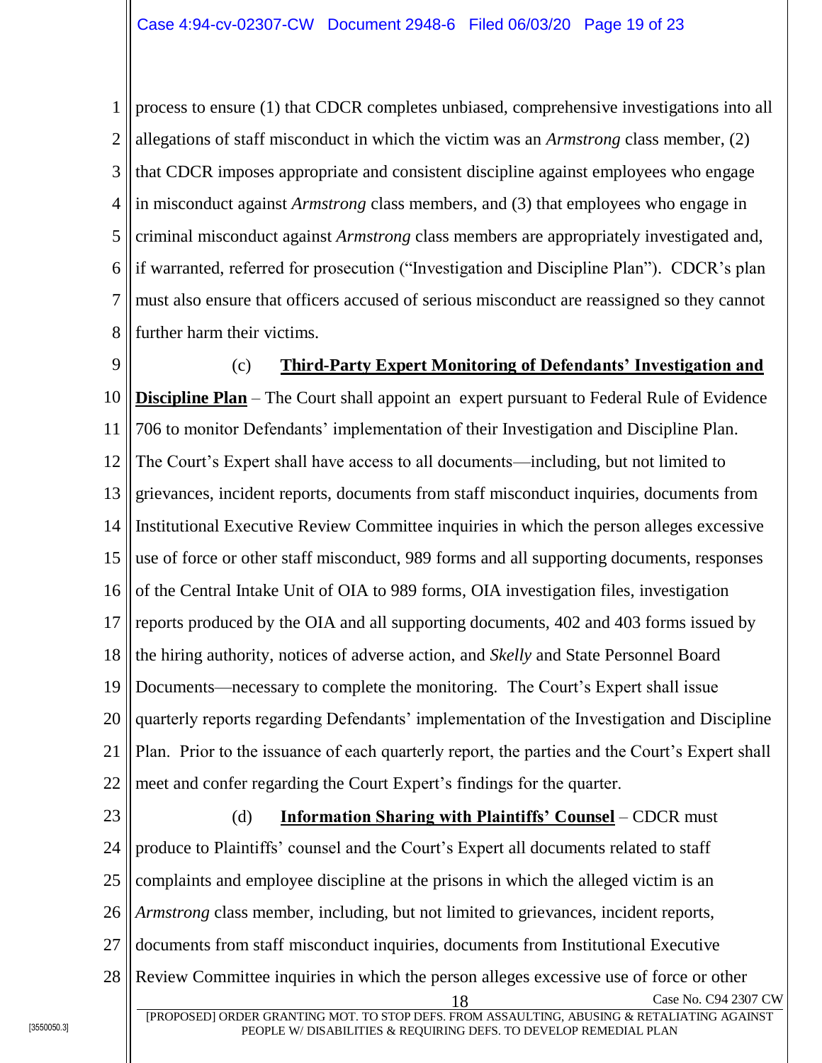process to ensure (1) that CDCR completes unbiased, comprehensive investigations into all allegations of staff misconduct in which the victim was an *Armstrong* class member, (2) that CDCR imposes appropriate and consistent discipline against employees who engage in misconduct against *Armstrong* class members, and (3) that employees who engage in criminal misconduct against *Armstrong* class members are appropriately investigated and, if warranted, referred for prosecution ("Investigation and Discipline Plan"). CDCR's plan must also ensure that officers accused of serious misconduct are reassigned so they cannot further harm their victims.

(c) **Third-Party Expert Monitoring of Defendants' Investigation and Discipline Plan** – The Court shall appoint an expert pursuant to Federal Rule of Evidence 706 to monitor Defendants' implementation of their Investigation and Discipline Plan. The Court's Expert shall have access to all documents—including, but not limited to grievances, incident reports, documents from staff misconduct inquiries, documents from Institutional Executive Review Committee inquiries in which the person alleges excessive use of force or other staff misconduct, 989 forms and all supporting documents, responses of the Central Intake Unit of OIA to 989 forms, OIA investigation files, investigation reports produced by the OIA and all supporting documents, 402 and 403 forms issued by the hiring authority, notices of adverse action, and *Skelly* and State Personnel Board Documents—necessary to complete the monitoring. The Court's Expert shall issue quarterly reports regarding Defendants' implementation of the Investigation and Discipline Plan. Prior to the issuance of each quarterly report, the parties and the Court's Expert shall meet and confer regarding the Court Expert's findings for the quarter.

(d) **Information Sharing with Plaintiffs' Counsel** – CDCR must produce to Plaintiffs' counsel and the Court's Expert all documents related to staff complaints and employee discipline at the prisons in which the alleged victim is an *Armstrong* class member, including, but not limited to grievances, incident reports, documents from staff misconduct inquiries, documents from Institutional Executive Review Committee inquiries in which the person alleges excessive use of force or other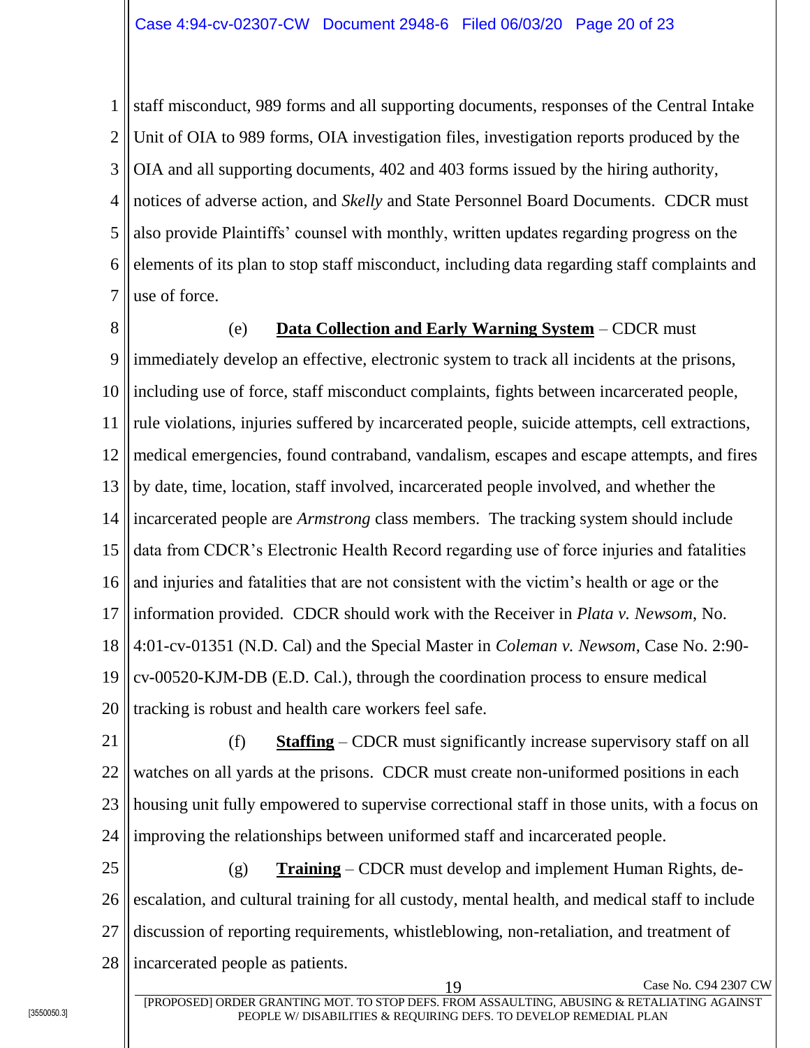staff misconduct, 989 forms and all supporting documents, responses of the Central Intake Unit of OIA to 989 forms, OIA investigation files, investigation reports produced by the OIA and all supporting documents, 402 and 403 forms issued by the hiring authority, notices of adverse action, and *Skelly* and State Personnel Board Documents. CDCR must also provide Plaintiffs' counsel with monthly, written updates regarding progress on the elements of its plan to stop staff misconduct, including data regarding staff complaints and use of force.

(e) **Data Collection and Early Warning System** – CDCR must immediately develop an effective, electronic system to track all incidents at the prisons, including use of force, staff misconduct complaints, fights between incarcerated people, rule violations, injuries suffered by incarcerated people, suicide attempts, cell extractions, medical emergencies, found contraband, vandalism, escapes and escape attempts, and fires by date, time, location, staff involved, incarcerated people involved, and whether the incarcerated people are *Armstrong* class members. The tracking system should include data from CDCR's Electronic Health Record regarding use of force injuries and fatalities and injuries and fatalities that are not consistent with the victim's health or age or the information provided. CDCR should work with the Receiver in *Plata v. Newsom*, No. 4:01-cv-01351 (N.D. Cal) and the Special Master in *Coleman v. Newsom*, Case No. 2:90-cv-00520-KJM-DB (E.D. Cal.), through the coordination process to ensure medical tracking is robust and health care workers feel safe.

(f) **Staffing** – CDCR must significantly increase supervisory staff on all watches on all yards at the prisons. CDCR must create non-uniformed positions in each housing unit fully empowered to supervise correctional staff in those units, with a focus on improving the relationships between uniformed staff and incarcerated people.

(g) **Training** – CDCR must develop and implement Human Rights, de-escalation, and cultural training for all custody, mental health, and medical staff to include discussion of reporting requirements, whistleblowing, non-retaliation, and treatment of incarcerated people as patients.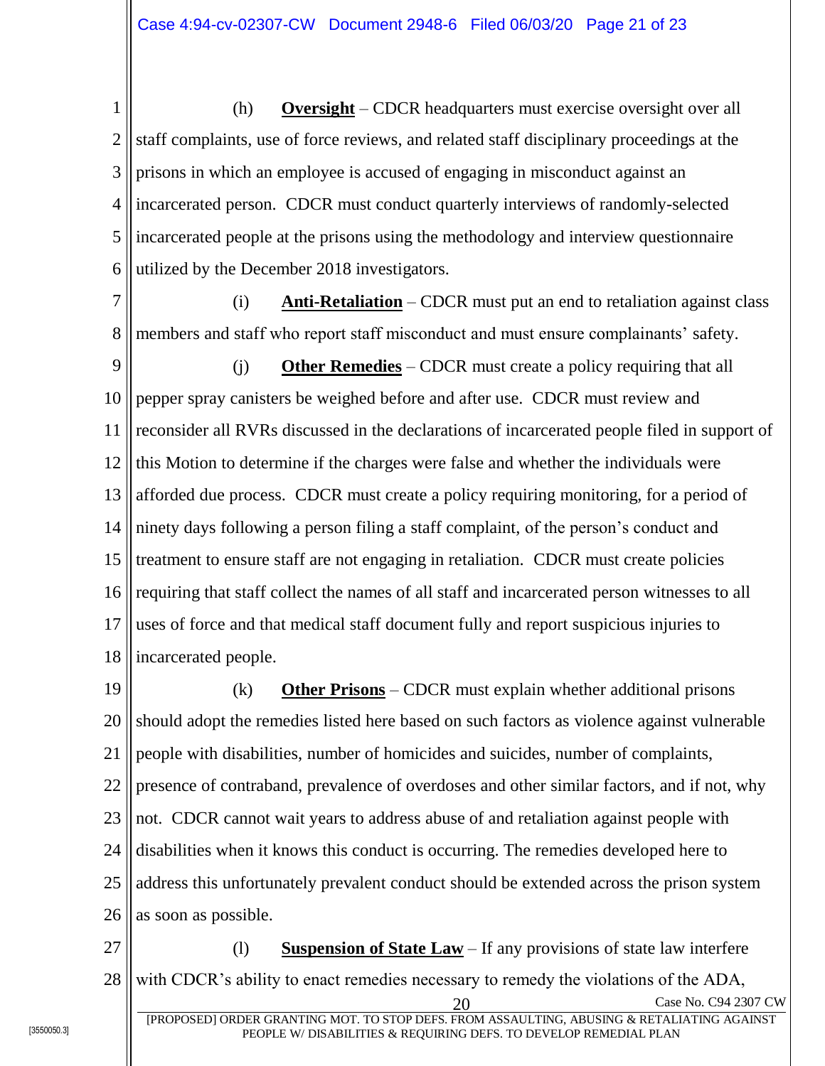(h) **Oversight** – CDCR headquarters must exercise oversight over all staff complaints, use of force reviews, and related staff disciplinary proceedings at the prisons in which an employee is accused of engaging in misconduct against an incarcerated person. CDCR must conduct quarterly interviews of randomly-selected incarcerated people at the prisons using the methodology and interview questionnaire utilized by the December 2018 investigators.

(i) **Anti-Retaliation** – CDCR must put an end to retaliation against class members and staff who report staff misconduct and must ensure complainants' safety.

(j) **Other Remedies** – CDCR must create a policy requiring that all pepper spray canisters be weighed before and after use. CDCR must review and reconsider all RVRs discussed in the declarations of incarcerated people filed in support of this Motion to determine if the charges were false and whether the individuals were afforded due process. CDCR must create a policy requiring monitoring, for a period of ninety days following a person filing a staff complaint, of the person's conduct and treatment to ensure staff are not engaging in retaliation. CDCR must create policies requiring that staff collect the names of all staff and incarcerated person witnesses to all uses of force and that medical staff document fully and report suspicious injuries to incarcerated people.

(k) **Other Prisons** – CDCR must explain whether additional prisons should adopt the remedies listed here based on such factors as violence against vulnerable people with disabilities, number of homicides and suicides, number of complaints, presence of contraband, prevalence of overdoses and other similar factors, and if not, why not. CDCR cannot wait years to address abuse of and retaliation against people with disabilities when it knows this conduct is occurring. The remedies developed here to address this unfortunately prevalent conduct should be extended across the prison system as soon as possible.

(l) **Suspension of State Law** – If any provisions of state law interfere with CDCR's ability to enact remedies necessary to remedy the violations of the ADA,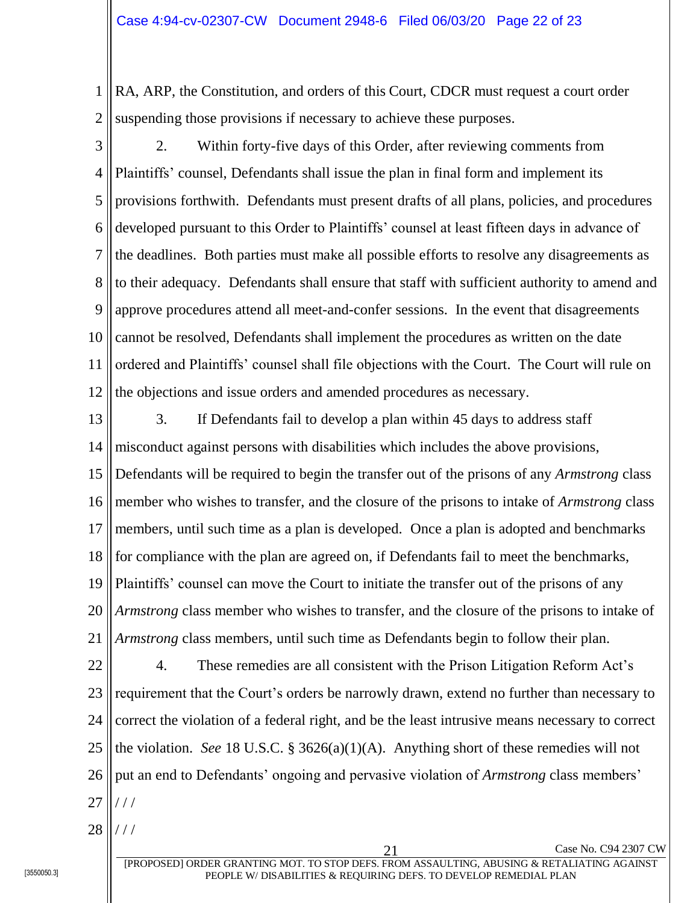RA, ARP, the Constitution, and orders of this Court, CDCR must request a court order suspending those provisions if necessary to achieve these purposes.

2. Within forty-five days of this Order, after reviewing comments from Plaintiffs' counsel, Defendants shall issue the plan in final form and implement its provisions forthwith. Defendants must present drafts of all plans, policies, and procedures developed pursuant to this Order to Plaintiffs' counsel at least fifteen days in advance of the deadlines. Both parties must make all possible efforts to resolve any disagreements as to their adequacy. Defendants shall ensure that staff with sufficient authority to amend and approve procedures attend all meet-and-confer sessions. In the event that disagreements cannot be resolved, Defendants shall implement the procedures as written on the date ordered and Plaintiffs' counsel shall file objections with the Court. The Court will rule on the objections and issue orders and amended procedures as necessary.

3. If Defendants fail to develop a plan within 45 days to address staff misconduct against persons with disabilities which includes the above provisions, Defendants will be required to begin the transfer out of the prisons of any *Armstrong* class member who wishes to transfer, and the closure of the prisons to intake of *Armstrong* class members, until such time as a plan is developed. Once a plan is adopted and benchmarks for compliance with the plan are agreed on, if Defendants fail to meet the benchmarks, Plaintiffs' counsel can move the Court to initiate the transfer out of the prisons of any *Armstrong* class member who wishes to transfer, and the closure of the prisons to intake of *Armstrong* class members, until such time as Defendants begin to follow their plan.

4. These remedies are all consistent with the Prison Litigation Reform Act's requirement that the Court's orders be narrowly drawn, extend no further than necessary to correct the violation of a federal right, and be the least intrusive means necessary to correct the violation. *See* 18 U.S.C. § 3626(a)(1)(A). Anything short of these remedies will not put an end to Defendants' ongoing and pervasive violation of *Armstrong* class members'

/ / /

/ / /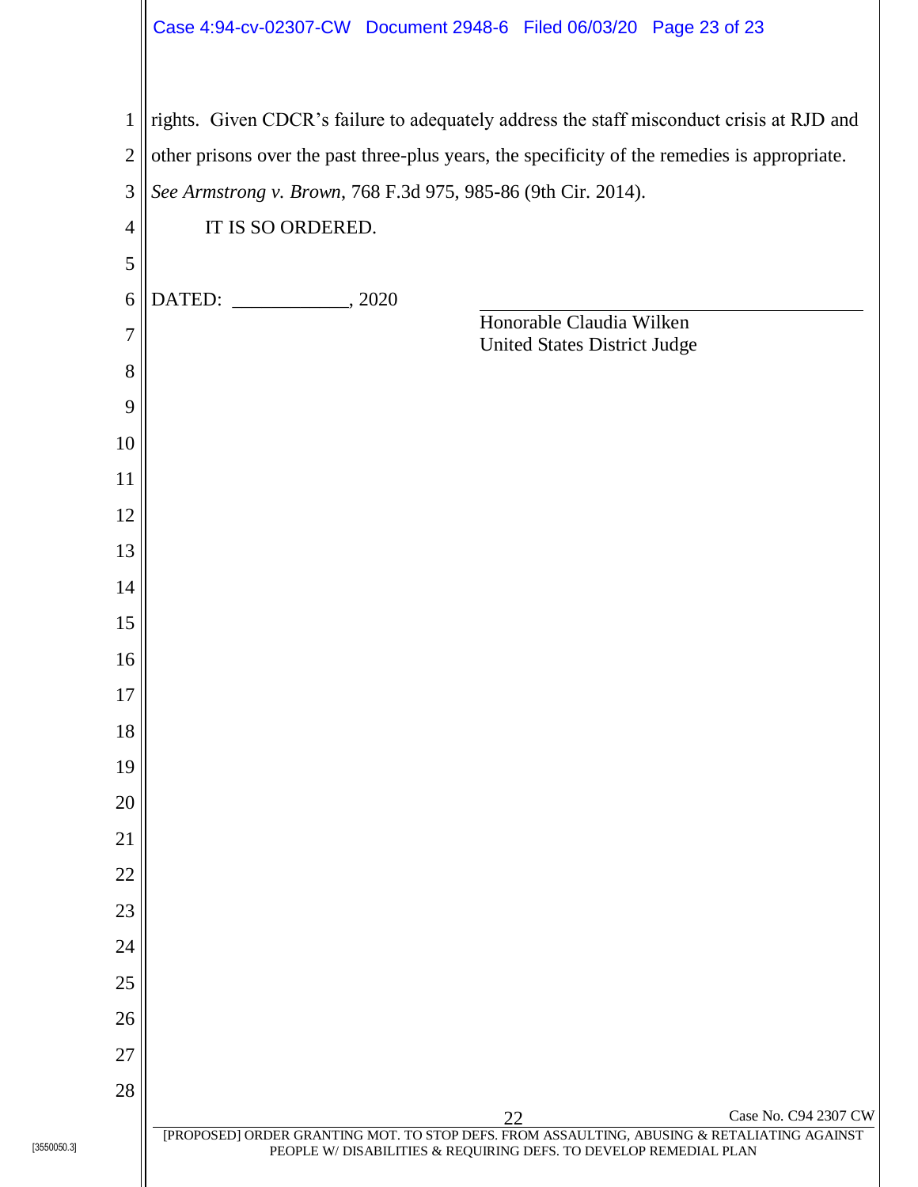rights. Given CDCR's failure to adequately address the staff misconduct crisis at RJD and other prisons over the past three-plus years, the specificity of the remedies is appropriate. *See Armstrong v. Brown*, 768 F.3d 975, 985-86 (9th Cir. 2014).

IT IS SO ORDERED.

DATED: ____________, 2020

Honorable Claudia Wilken
United States District Judge